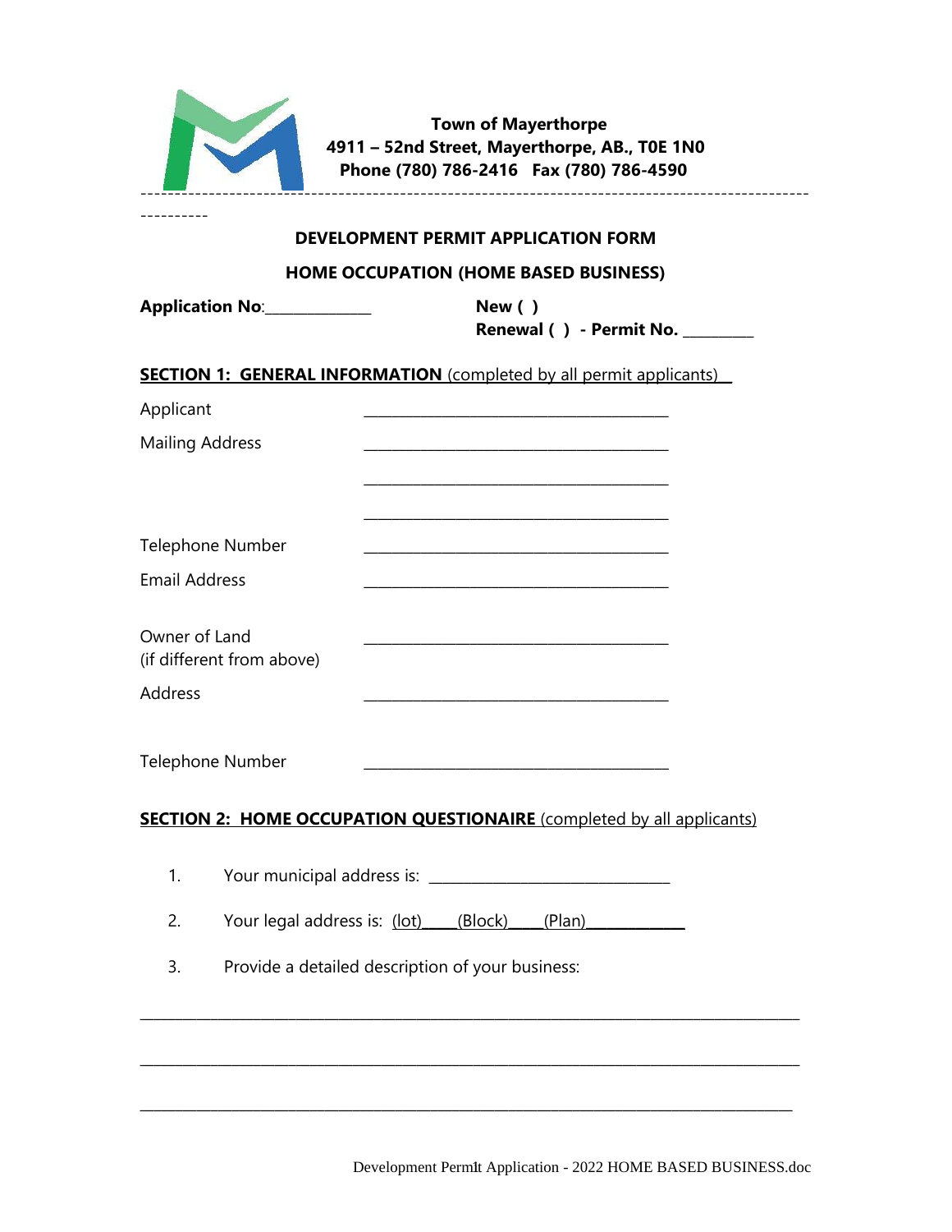**Town of Mayerthorpe**
**4911 – 52nd Street, Mayerthorpe, AB., T0E 1N0**
**Phone (780) 786-2416 Fax (780) 786-4590**

---

## DEVELOPMENT PERMIT APPLICATION FORM

## HOME OCCUPATION (HOME BASED BUSINESS)

**Application No**:______________ **New ( )**
**Renewal ( ) - Permit No.** _________

**SECTION 1: GENERAL INFORMATION** (completed by all permit applicants)

Applicant ______________________________________

Mailing Address ______________________________________

______________________________________

______________________________________

Telephone Number ______________________________________

Email Address ______________________________________

Owner of Land ______________________________________
(if different from above)

Address ______________________________________

Telephone Number ______________________________________

**SECTION 2: HOME OCCUPATION QUESTIONAIRE** (completed by all applicants)

1. Your municipal address is: ______________________________

2. Your legal address is: (lot)_____(Block)_____(Plan)_____________

3. Provide a detailed description of your business:

_______________________________________________________________________________

_______________________________________________________________________________

_______________________________________________________________________________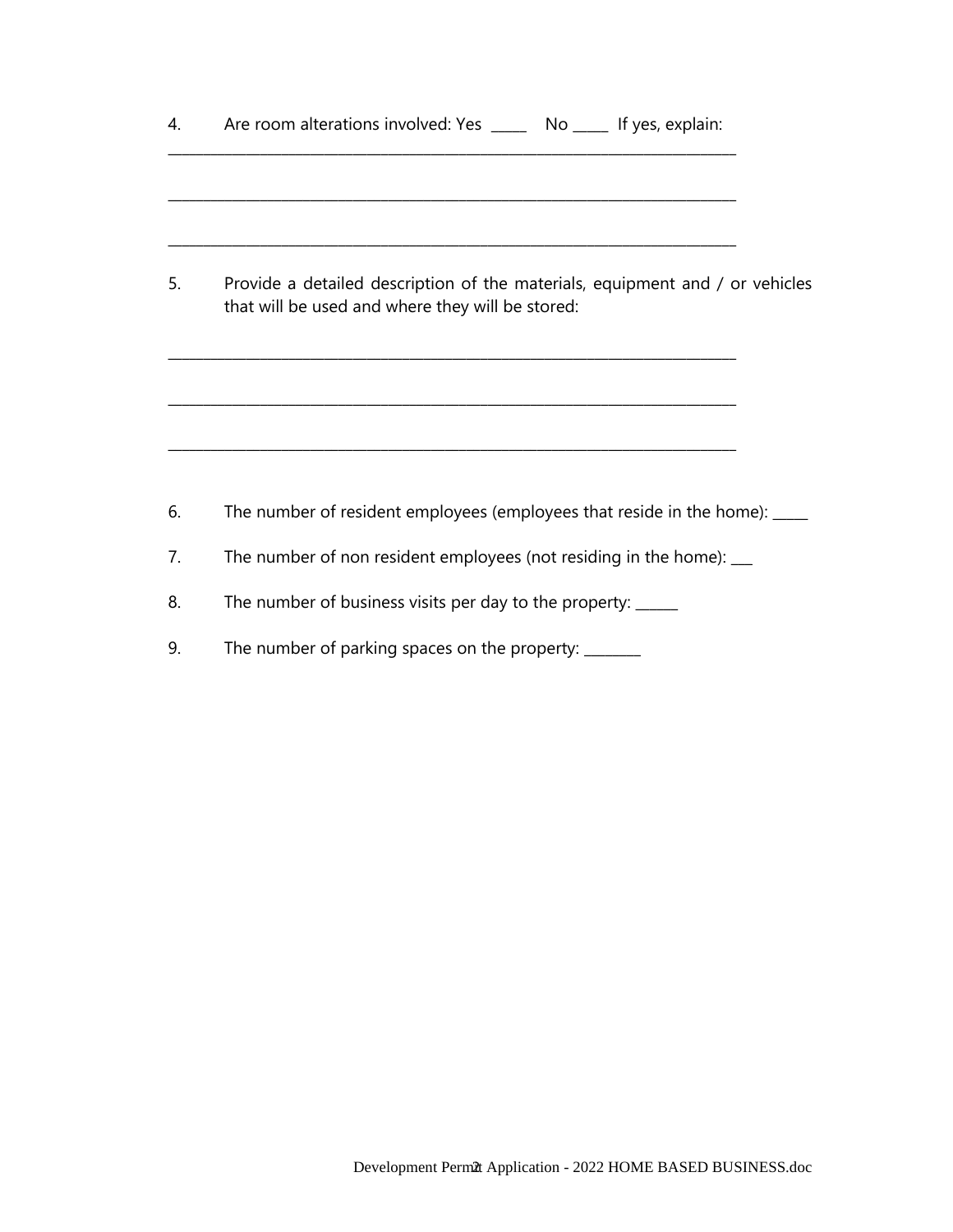4. Are room alterations involved: Yes _____ No _____ If yes, explain:

_______________________________________________________________________________

_______________________________________________________________________________

_______________________________________________________________________________

5. Provide a detailed description of the materials, equipment and / or vehicles that will be used and where they will be stored:

_______________________________________________________________________________

_______________________________________________________________________________

_______________________________________________________________________________

6. The number of resident employees (employees that reside in the home): _____

7. The number of non resident employees (not residing in the home): ___

8. The number of business visits per day to the property: ______

9. The number of parking spaces on the property: ________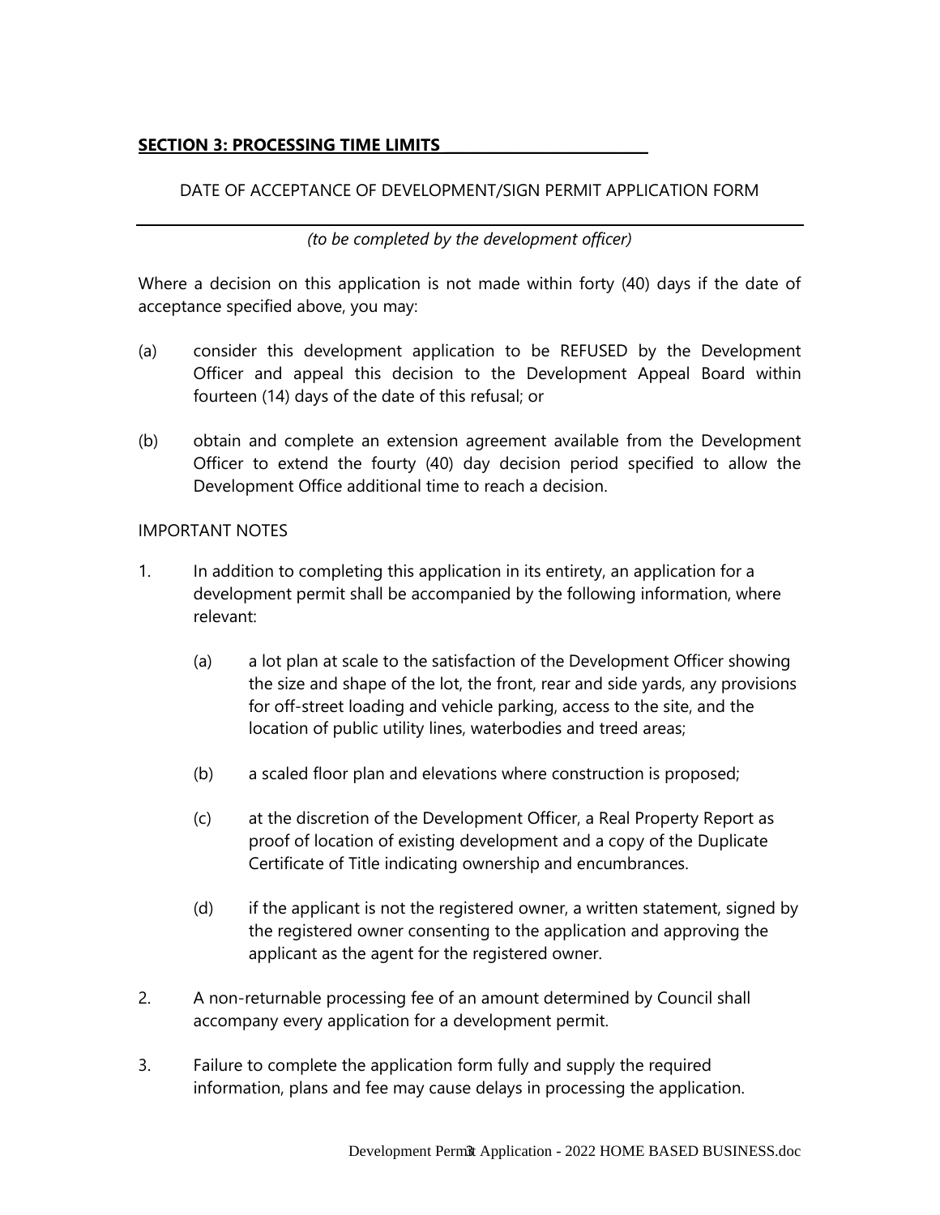## **SECTION 3: PROCESSING TIME LIMITS**

DATE OF ACCEPTANCE OF DEVELOPMENT/SIGN PERMIT APPLICATION FORM

_______________________________________________

*(to be completed by the development officer)*

Where a decision on this application is not made within forty (40) days if the date of acceptance specified above, you may:

(a) consider this development application to be REFUSED by the Development Officer and appeal this decision to the Development Appeal Board within fourteen (14) days of the date of this refusal; or

(b) obtain and complete an extension agreement available from the Development Officer to extend the fourty (40) day decision period specified to allow the Development Office additional time to reach a decision.

IMPORTANT NOTES

1. In addition to completing this application in its entirety, an application for a development permit shall be accompanied by the following information, where relevant:

   (a) a lot plan at scale to the satisfaction of the Development Officer showing the size and shape of the lot, the front, rear and side yards, any provisions for off-street loading and vehicle parking, access to the site, and the location of public utility lines, waterbodies and treed areas;

   (b) a scaled floor plan and elevations where construction is proposed;

   (c) at the discretion of the Development Officer, a Real Property Report as proof of location of existing development and a copy of the Duplicate Certificate of Title indicating ownership and encumbrances.

   (d) if the applicant is not the registered owner, a written statement, signed by the registered owner consenting to the application and approving the applicant as the agent for the registered owner.

2. A non-returnable processing fee of an amount determined by Council shall accompany every application for a development permit.

3. Failure to complete the application form fully and supply the required information, plans and fee may cause delays in processing the application.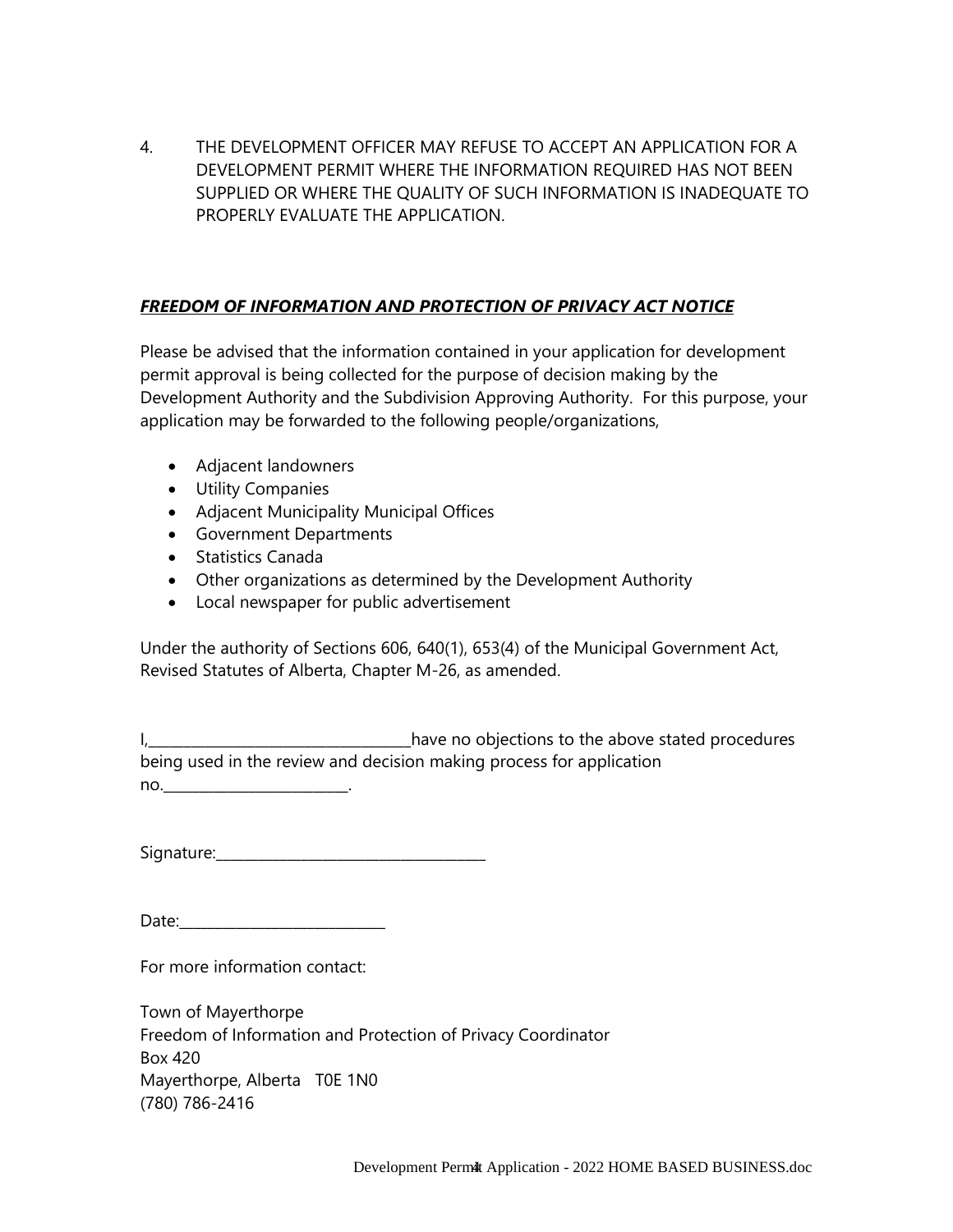4. THE DEVELOPMENT OFFICER MAY REFUSE TO ACCEPT AN APPLICATION FOR A DEVELOPMENT PERMIT WHERE THE INFORMATION REQUIRED HAS NOT BEEN SUPPLIED OR WHERE THE QUALITY OF SUCH INFORMATION IS INADEQUATE TO PROPERLY EVALUATE THE APPLICATION.

***FREEDOM OF INFORMATION AND PROTECTION OF PRIVACY ACT NOTICE***

Please be advised that the information contained in your application for development permit approval is being collected for the purpose of decision making by the Development Authority and the Subdivision Approving Authority. For this purpose, your application may be forwarded to the following people/organizations,

- Adjacent landowners
- Utility Companies
- Adjacent Municipality Municipal Offices
- Government Departments
- Statistics Canada
- Other organizations as determined by the Development Authority
- Local newspaper for public advertisement

Under the authority of Sections 606, 640(1), 653(4) of the Municipal Government Act, Revised Statutes of Alberta, Chapter M-26, as amended.

I,___________________________________have no objections to the above stated procedures being used in the review and decision making process for application no.________________________.

Signature:___________________________________

Date:___________________________

For more information contact:

Town of Mayerthorpe
Freedom of Information and Protection of Privacy Coordinator
Box 420
Mayerthorpe, Alberta T0E 1N0
(780) 786-2416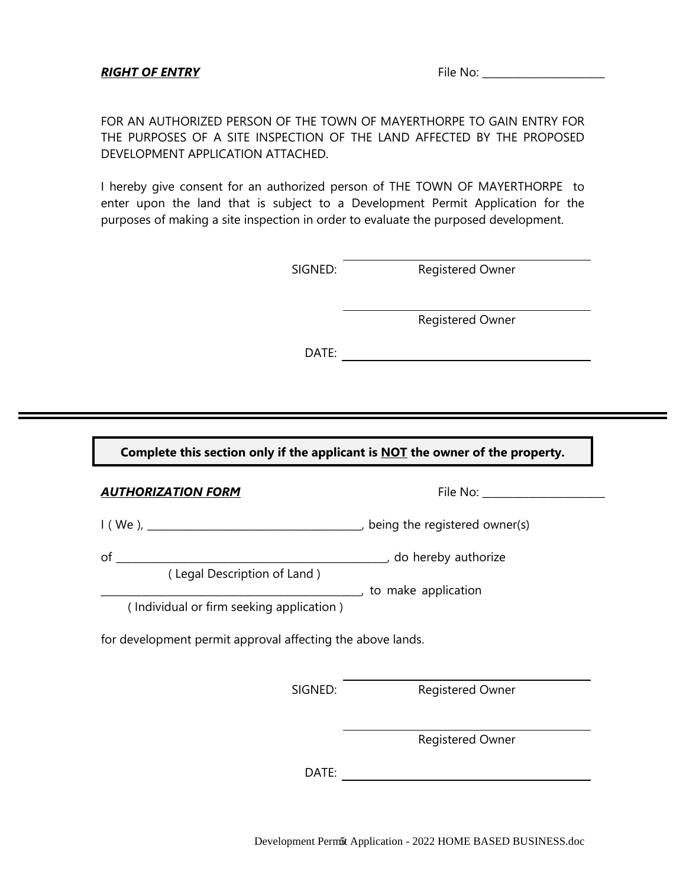***RIGHT OF ENTRY*** File No: ______________________

FOR AN AUTHORIZED PERSON OF THE TOWN OF MAYERTHORPE TO GAIN ENTRY FOR THE PURPOSES OF A SITE INSPECTION OF THE LAND AFFECTED BY THE PROPOSED DEVELOPMENT APPLICATION ATTACHED.

I hereby give consent for an authorized person of THE TOWN OF MAYERTHORPE to enter upon the land that is subject to a Development Permit Application for the purposes of making a site inspection in order to evaluate the purposed development.

SIGNED: ______________________________
Registered Owner

______________________________
Registered Owner

DATE: ______________________________

---

**Complete this section only if the applicant is NOT the owner of the property.**

***AUTHORIZATION FORM*** File No: ______________________

I ( We ), ________________________________________, being the registered owner(s)

of ______________________________________________________, do hereby authorize
( Legal Description of Land )

__________________________________________________, to make application
( Individual or firm seeking application )

for development permit approval affecting the above lands.

SIGNED: ______________________________
Registered Owner

______________________________
Registered Owner

DATE: ______________________________